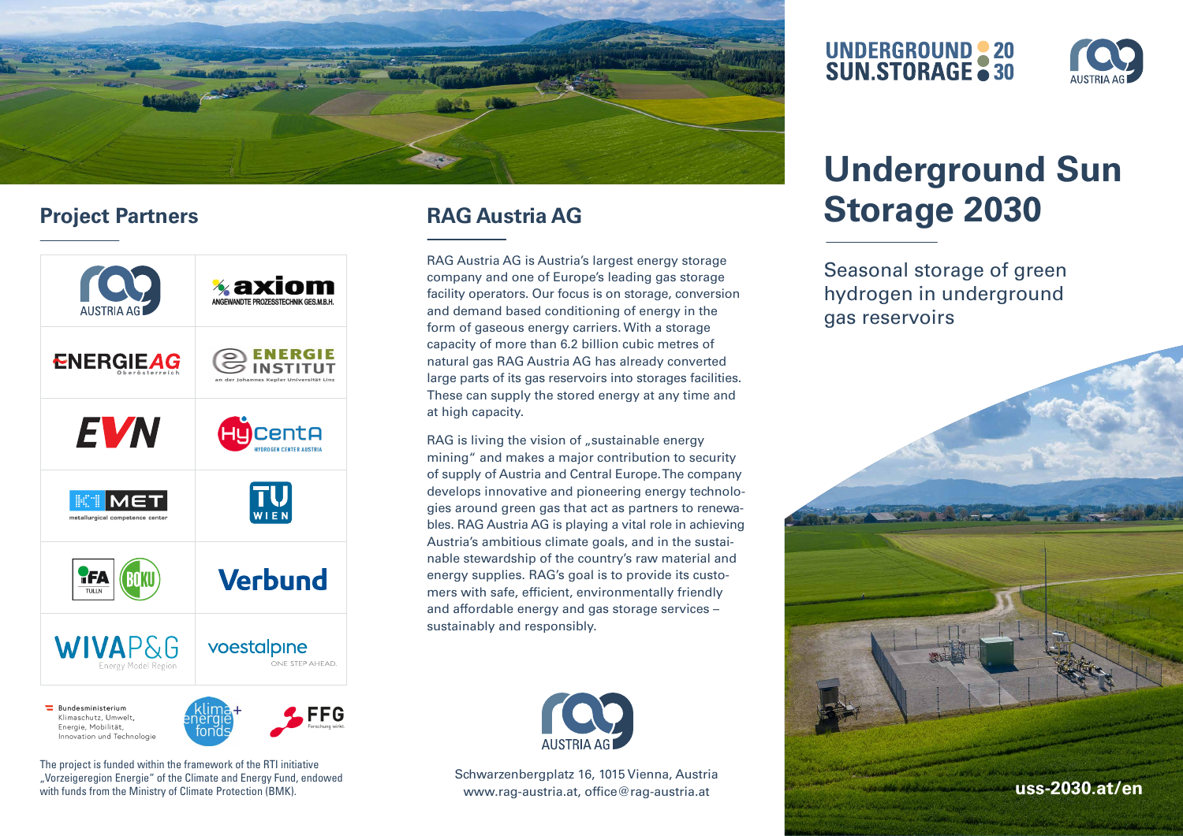# Underground Sun Storage 2030

Seasonal storage of green hydrogen in underground gas reservoirs

uss-2030.at/en

## Project Partners

| | |
|---|---|
| RAG Austria AG | axiom Angewandte Prozesstechnik Ges.m.b.H. |
| Energie AG Oberösterreich | Energieinstitut an der Johannes Kepler Universität Linz |
| EVN | HyCentA Hydrogen Center Austria |
| K1-MET metallurgical competence center | TU Wien |
| IFA Tulln / BOKU | Verbund |
| WIVA P&G Energy Model Region | voestalpine ONE STEP AHEAD. |

Bundesministerium Klimaschutz, Umwelt, Energie, Mobilität, Innovation und Technologie

klima+energie fonds

FFG Forschung wirkt.

The project is funded within the framework of the RTI initiative „Vorzeigeregion Energie" of the Climate and Energy Fund, endowed with funds from the Ministry of Climate Protection (BMK).

## RAG Austria AG

RAG Austria AG is Austria's largest energy storage company and one of Europe's leading gas storage facility operators. Our focus is on storage, conversion and demand based conditioning of energy in the form of gaseous energy carriers. With a storage capacity of more than 6.2 billion cubic metres of natural gas RAG Austria AG has already converted large parts of its gas reservoirs into storages facilities. These can supply the stored energy at any time and at high capacity.

RAG is living the vision of „sustainable energy mining" and makes a major contribution to security of supply of Austria and Central Europe. The company develops innovative and pioneering energy technologies around green gas that act as partners to renewables. RAG Austria AG is playing a vital role in achieving Austria's ambitious climate goals, and in the sustainable stewardship of the country's raw material and energy supplies. RAG's goal is to provide its customers with safe, efficient, environmentally friendly and affordable energy and gas storage services – sustainably and responsibly.

RAG Austria AG

Schwarzenbergplatz 16, 1015 Vienna, Austria
www.rag-austria.at, office@rag-austria.at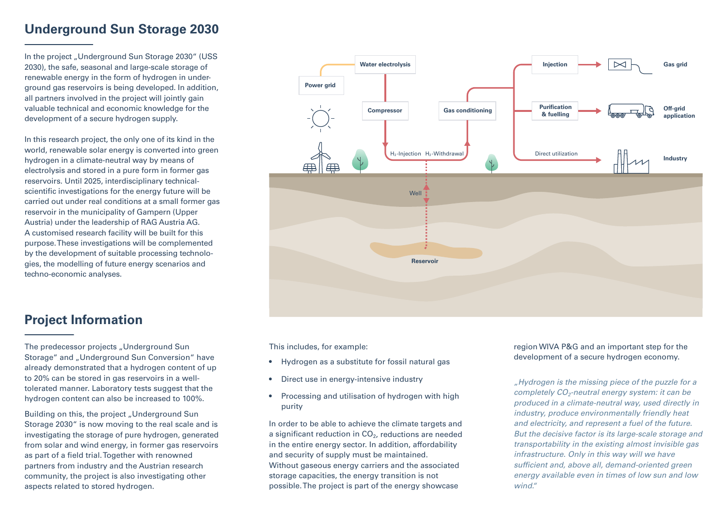## Underground Sun Storage 2030

In the project „Underground Sun Storage 2030" (USS 2030), the safe, seasonal and large-scale storage of renewable energy in the form of hydrogen in underground gas reservoirs is being developed. In addition, all partners involved in the project will jointly gain valuable technical and economic knowledge for the development of a secure hydrogen supply.

In this research project, the only one of its kind in the world, renewable solar energy is converted into green hydrogen in a climate-neutral way by means of electrolysis and stored in a pure form in former gas reservoirs. Until 2025, interdisciplinary technical-scientific investigations for the energy future will be carried out under real conditions at a small former gas reservoir in the municipality of Gampern (Upper Austria) under the leadership of RAG Austria AG. A customised research facility will be built for this purpose. These investigations will be complemented by the development of suitable processing technologies, the modelling of future energy scenarios and techno-economic analyses.

Power grid

Water electrolysis

Compressor

Gas conditioning

$H_2$-Injection $H_2$-Withdrawal

Well

Reservoir

Injection

Gas grid

Purification & fuelling

Off-grid application

Direct utilization

Industry

## Project Information

The predecessor projects „Underground Sun Storage" and „Underground Sun Conversion" have already demonstrated that a hydrogen content of up to 20% can be stored in gas reservoirs in a well-tolerated manner. Laboratory tests suggest that the hydrogen content can also be increased to 100%.

Building on this, the project „Underground Sun Storage 2030" is now moving to the real scale and is investigating the storage of pure hydrogen, generated from solar and wind energy, in former gas reservoirs as part of a field trial. Together with renowned partners from industry and the Austrian research community, the project is also investigating other aspects related to stored hydrogen.

This includes, for example:

- Hydrogen as a substitute for fossil natural gas
- Direct use in energy-intensive industry
- Processing and utilisation of hydrogen with high purity

In order to be able to achieve the climate targets and a significant reduction in $CO_2$, reductions are needed in the entire energy sector. In addition, affordability and security of supply must be maintained. Without gaseous energy carriers and the associated storage capacities, the energy transition is not possible. The project is part of the energy showcase region WIVA P&G and an important step for the development of a secure hydrogen economy.

*„Hydrogen is the missing piece of the puzzle for a completely $CO_2$-neutral energy system: it can be produced in a climate-neutral way, used directly in industry, produce environmentally friendly heat and electricity, and represent a fuel of the future. But the decisive factor is its large-scale storage and transportability in the existing almost invisible gas infrastructure. Only in this way will we have sufficient and, above all, demand-oriented green energy available even in times of low sun and low wind."*